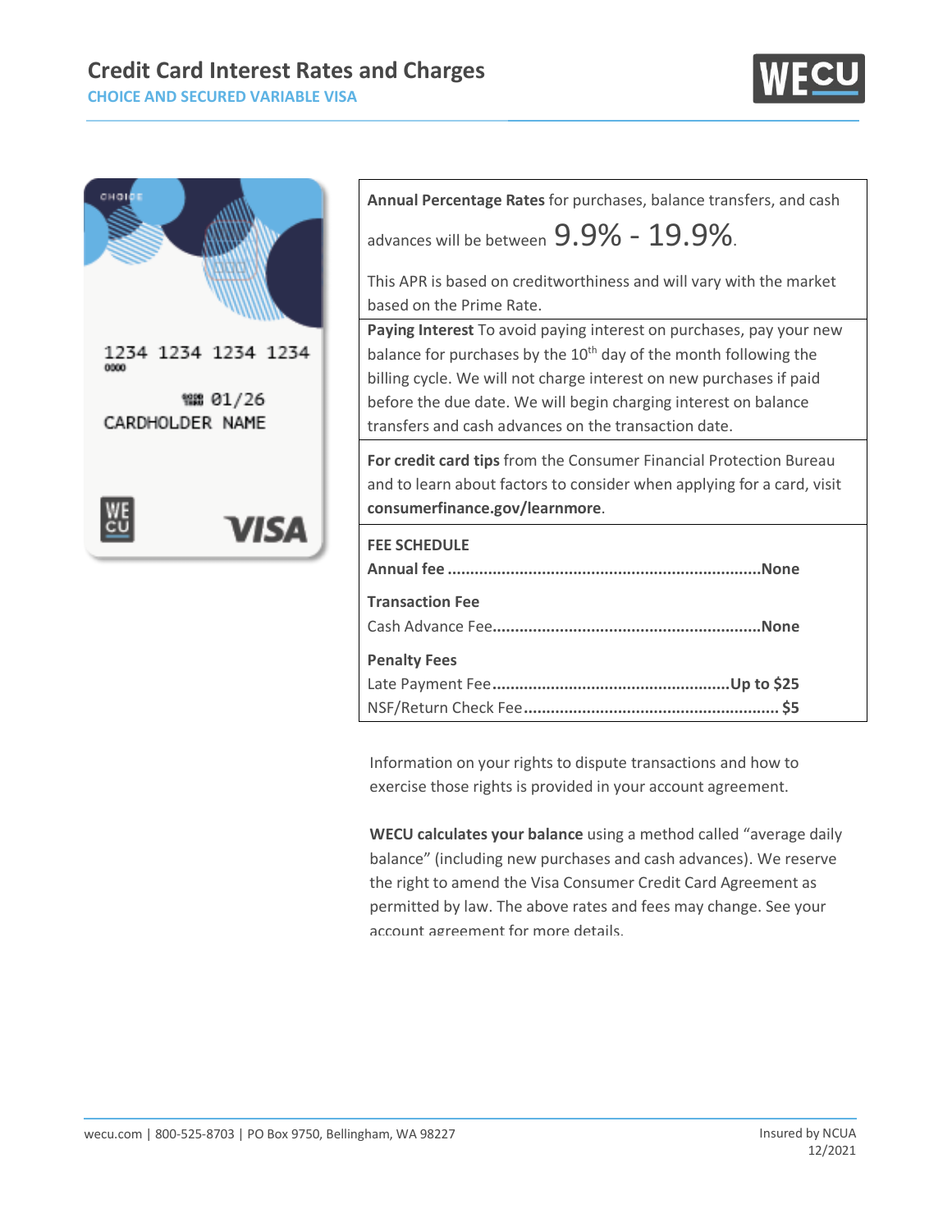# Credit Card Interest Rates and Charges

## CHOICE AND SECURED VARIABLE VISA

**Annual Percentage Rates** for purchases, balance transfers, and cash advances will be between 9.9% - 19.9%.

This APR is based on creditworthiness and will vary with the market based on the Prime Rate.

**Paying Interest** To avoid paying interest on purchases, pay your new balance for purchases by the 10th day of the month following the billing cycle. We will not charge interest on new purchases if paid before the due date. We will begin charging interest on balance transfers and cash advances on the transaction date.

**For credit card tips** from the Consumer Financial Protection Bureau and to learn about factors to consider when applying for a card, visit **consumerfinance.gov/learnmore**.

**FEE SCHEDULE**

**Annual fee** ........................................................................ **None**

**Transaction Fee**

Cash Advance Fee.............................................................. **None**

**Penalty Fees**

Late Payment Fee....................................................... **Up to $25**

NSF/Return Check Fee.......................................................... **$5**

Information on your rights to dispute transactions and how to exercise those rights is provided in your account agreement.

**WECU calculates your balance** using a method called "average daily balance" (including new purchases and cash advances). We reserve the right to amend the Visa Consumer Credit Card Agreement as permitted by law. The above rates and fees may change. See your account agreement for more details.

wecu.com | 800-525-8703 | PO Box 9750, Bellingham, WA 98227

Insured by NCUA
12/2021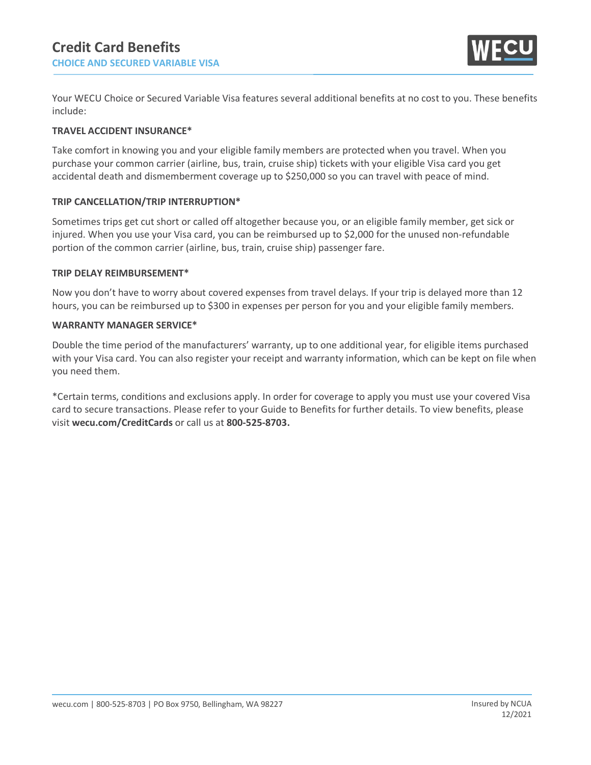# Credit Card Benefits

## CHOICE AND SECURED VARIABLE VISA

Your WECU Choice or Secured Variable Visa features several additional benefits at no cost to you. These benefits include:

**TRAVEL ACCIDENT INSURANCE***

Take comfort in knowing you and your eligible family members are protected when you travel. When you purchase your common carrier (airline, bus, train, cruise ship) tickets with your eligible Visa card you get accidental death and dismemberment coverage up to $250,000 so you can travel with peace of mind.

**TRIP CANCELLATION/TRIP INTERRUPTION***

Sometimes trips get cut short or called off altogether because you, or an eligible family member, get sick or injured. When you use your Visa card, you can be reimbursed up to $2,000 for the unused non-refundable portion of the common carrier (airline, bus, train, cruise ship) passenger fare.

**TRIP DELAY REIMBURSEMENT***

Now you don't have to worry about covered expenses from travel delays. If your trip is delayed more than 12 hours, you can be reimbursed up to $300 in expenses per person for you and your eligible family members.

**WARRANTY MANAGER SERVICE***

Double the time period of the manufacturers' warranty, up to one additional year, for eligible items purchased with your Visa card. You can also register your receipt and warranty information, which can be kept on file when you need them.

*Certain terms, conditions and exclusions apply. In order for coverage to apply you must use your covered Visa card to secure transactions. Please refer to your Guide to Benefits for further details. To view benefits, please visit **wecu.com/CreditCards** or call us at **800-525-8703.**

wecu.com | 800-525-8703 | PO Box 9750, Bellingham, WA 98227

Insured by NCUA

12/2021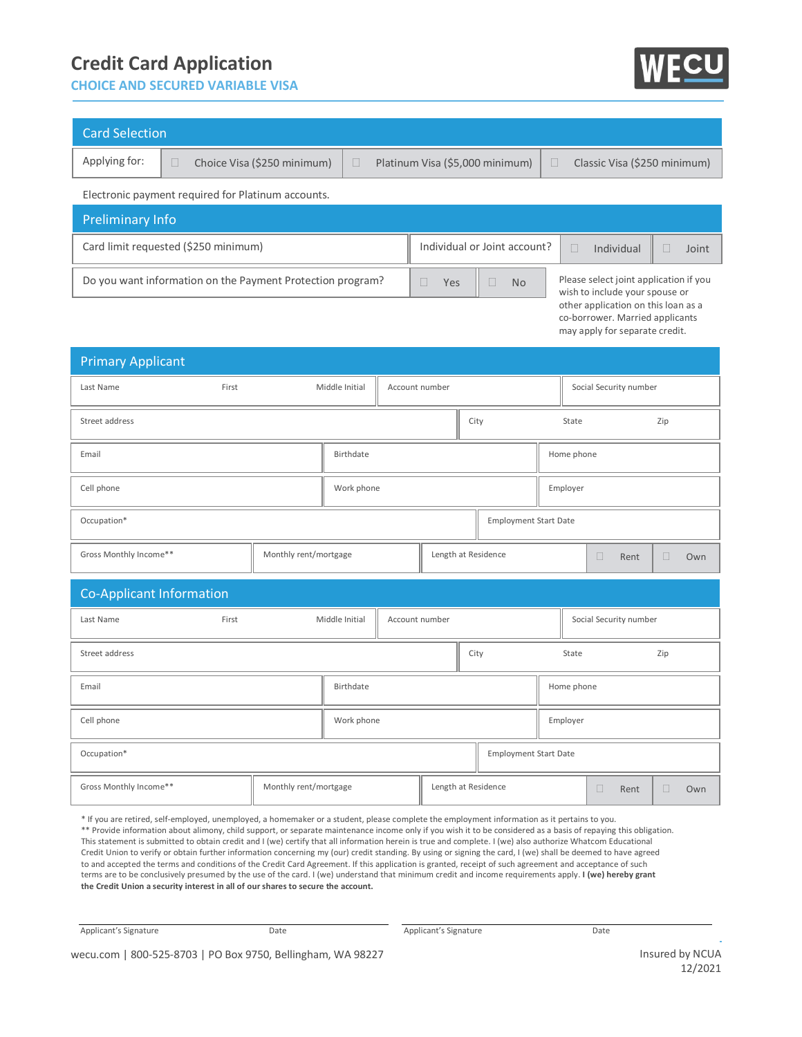# Credit Card Application

## CHOICE AND SECURED VARIABLE VISA

WECU

## Card Selection

| Applying for: | ☐ Choice Visa ($250 minimum) | ☐ Platinum Visa ($5,000 minimum) | ☐ Classic Visa ($250 minimum) |
|---|---|---|---|

Electronic payment required for Platinum accounts.

## Preliminary Info

| Card limit requested ($250 minimum) | Individual or Joint account? | ☐ Individual | ☐ Joint |
|---|---|---|---|
| Do you want information on the Payment Protection program? | ☐ Yes | ☐ No | |

Please select joint application if you wish to include your spouse or other application on this loan as a co-borrower. Married applicants may apply for separate credit.

## Primary Applicant

| Last Name | First | Middle Initial | Account number | Social Security number |
|---|---|---|---|---|

| Street address | City | State | Zip |
|---|---|---|---|

| Email | Birthdate | Home phone |
|---|---|---|
| Cell phone | Work phone | Employer |

| Occupation* | Employment Start Date |
|---|---|

| Gross Monthly Income** | Monthly rent/mortgage | Length at Residence | ☐ Rent | ☐ Own |
|---|---|---|---|---|

## Co-Applicant Information

| Last Name | First | Middle Initial | Account number | Social Security number |
|---|---|---|---|---|

| Street address | City | State | Zip |
|---|---|---|---|

| Email | Birthdate | Home phone |
|---|---|---|
| Cell phone | Work phone | Employer |

| Occupation* | Employment Start Date |
|---|---|

| Gross Monthly Income** | Monthly rent/mortgage | Length at Residence | ☐ Rent | ☐ Own |
|---|---|---|---|---|

* If you are retired, self-employed, unemployed, a homemaker or a student, please complete the employment information as it pertains to you.
** Provide information about alimony, child support, or separate maintenance income only if you wish it to be considered as a basis of repaying this obligation.
This statement is submitted to obtain credit and I (we) certify that all information herein is true and complete. I (we) also authorize Whatcom Educational Credit Union to verify or obtain further information concerning my (our) credit standing. By using or signing the card, I (we) shall be deemed to have agreed to and accepted the terms and conditions of the Credit Card Agreement. If this application is granted, receipt of such agreement and acceptance of such terms are to be conclusively presumed by the use of the card. I (we) understand that minimum credit and income requirements apply. **I (we) hereby grant the Credit Union a security interest in all of our shares to secure the account.**

Applicant's Signature ____________ Date ____________

Applicant's Signature ____________ Date ____________

wecu.com | 800-525-8703 | PO Box 9750, Bellingham, WA 98227

Insured by NCUA
12/2021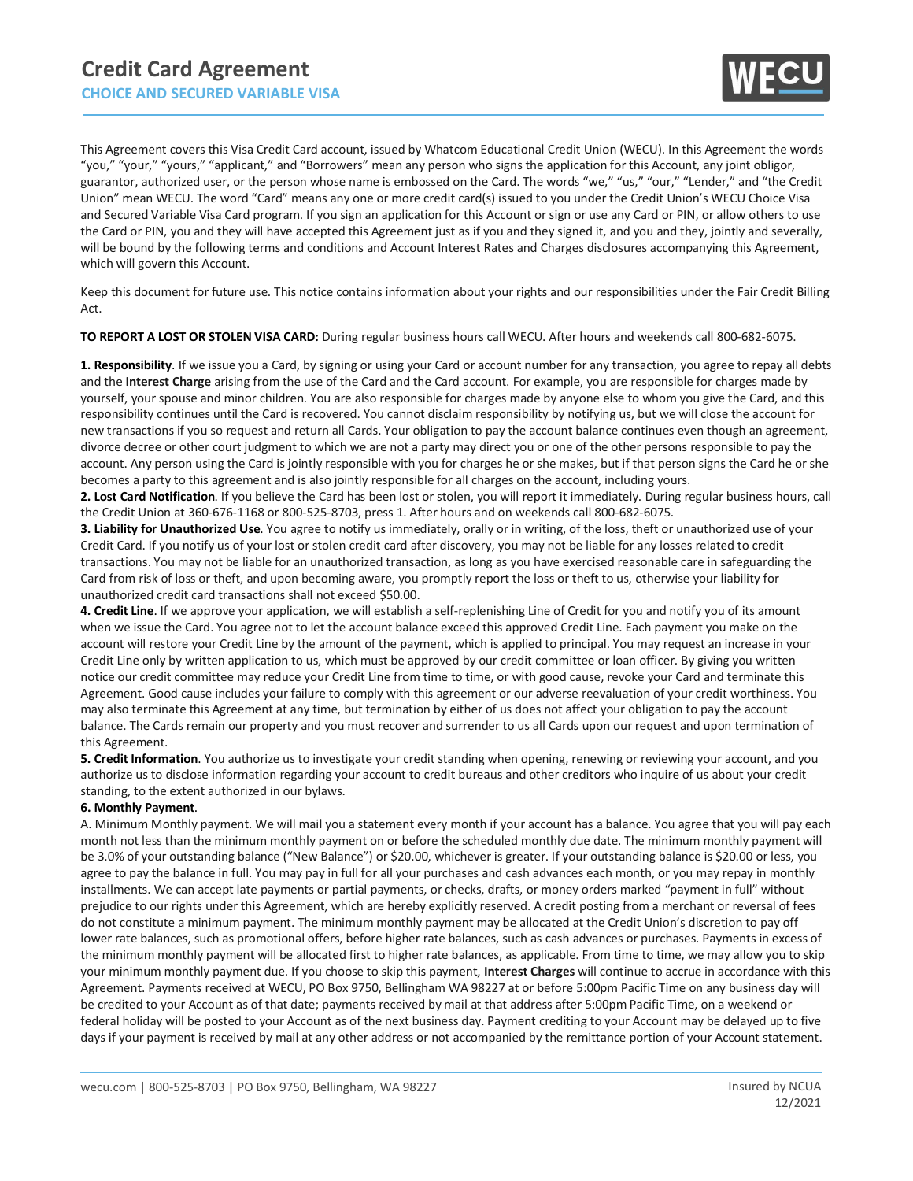# Credit Card Agreement

## CHOICE AND SECURED VARIABLE VISA

This Agreement covers this Visa Credit Card account, issued by Whatcom Educational Credit Union (WECU). In this Agreement the words "you," "your," "yours," "applicant," and "Borrowers" mean any person who signs the application for this Account, any joint obligor, guarantor, authorized user, or the person whose name is embossed on the Card. The words "we," "us," "our," "Lender," and "the Credit Union" mean WECU. The word "Card" means any one or more credit card(s) issued to you under the Credit Union's WECU Choice Visa and Secured Variable Visa Card program. If you sign an application for this Account or sign or use any Card or PIN, or allow others to use the Card or PIN, you and they will have accepted this Agreement just as if you and they signed it, and you and they, jointly and severally, will be bound by the following terms and conditions and Account Interest Rates and Charges disclosures accompanying this Agreement, which will govern this Account.

Keep this document for future use. This notice contains information about your rights and our responsibilities under the Fair Credit Billing Act.

**TO REPORT A LOST OR STOLEN VISA CARD:** During regular business hours call WECU. After hours and weekends call 800-682-6075.

**1. Responsibility**. If we issue you a Card, by signing or using your Card or account number for any transaction, you agree to repay all debts and the **Interest Charge** arising from the use of the Card and the Card account. For example, you are responsible for charges made by yourself, your spouse and minor children. You are also responsible for charges made by anyone else to whom you give the Card, and this responsibility continues until the Card is recovered. You cannot disclaim responsibility by notifying us, but we will close the account for new transactions if you so request and return all Cards. Your obligation to pay the account balance continues even though an agreement, divorce decree or other court judgment to which we are not a party may direct you or one of the other persons responsible to pay the account. Any person using the Card is jointly responsible with you for charges he or she makes, but if that person signs the Card he or she becomes a party to this agreement and is also jointly responsible for all charges on the account, including yours.

**2. Lost Card Notification**. If you believe the Card has been lost or stolen, you will report it immediately. During regular business hours, call the Credit Union at 360-676-1168 or 800-525-8703, press 1. After hours and on weekends call 800-682-6075.

**3. Liability for Unauthorized Use**. You agree to notify us immediately, orally or in writing, of the loss, theft or unauthorized use of your Credit Card. If you notify us of your lost or stolen credit card after discovery, you may not be liable for any losses related to credit transactions. You may not be liable for an unauthorized transaction, as long as you have exercised reasonable care in safeguarding the Card from risk of loss or theft, and upon becoming aware, you promptly report the loss or theft to us, otherwise your liability for unauthorized credit card transactions shall not exceed $50.00.

**4. Credit Line**. If we approve your application, we will establish a self-replenishing Line of Credit for you and notify you of its amount when we issue the Card. You agree not to let the account balance exceed this approved Credit Line. Each payment you make on the account will restore your Credit Line by the amount of the payment, which is applied to principal. You may request an increase in your Credit Line only by written application to us, which must be approved by our credit committee or loan officer. By giving you written notice our credit committee may reduce your Credit Line from time to time, or with good cause, revoke your Card and terminate this Agreement. Good cause includes your failure to comply with this agreement or our adverse reevaluation of your credit worthiness. You may also terminate this Agreement at any time, but termination by either of us does not affect your obligation to pay the account balance. The Cards remain our property and you must recover and surrender to us all Cards upon our request and upon termination of this Agreement.

**5. Credit Information**. You authorize us to investigate your credit standing when opening, renewing or reviewing your account, and you authorize us to disclose information regarding your account to credit bureaus and other creditors who inquire of us about your credit standing, to the extent authorized in our bylaws.

**6. Monthly Payment**.

A. Minimum Monthly payment. We will mail you a statement every month if your account has a balance. You agree that you will pay each month not less than the minimum monthly payment on or before the scheduled monthly due date. The minimum monthly payment will be 3.0% of your outstanding balance ("New Balance") or $20.00, whichever is greater. If your outstanding balance is $20.00 or less, you agree to pay the balance in full. You may pay in full for all your purchases and cash advances each month, or you may repay in monthly installments. We can accept late payments or partial payments, or checks, drafts, or money orders marked "payment in full" without prejudice to our rights under this Agreement, which are hereby explicitly reserved. A credit posting from a merchant or reversal of fees do not constitute a minimum payment. The minimum monthly payment may be allocated at the Credit Union's discretion to pay off lower rate balances, such as promotional offers, before higher rate balances, such as cash advances or purchases. Payments in excess of the minimum monthly payment will be allocated first to higher rate balances, as applicable. From time to time, we may allow you to skip your minimum monthly payment due. If you choose to skip this payment, **Interest Charges** will continue to accrue in accordance with this Agreement. Payments received at WECU, PO Box 9750, Bellingham WA 98227 at or before 5:00pm Pacific Time on any business day will be credited to your Account as of that date; payments received by mail at that address after 5:00pm Pacific Time, on a weekend or federal holiday will be posted to your Account as of the next business day. Payment crediting to your Account may be delayed up to five days if your payment is received by mail at any other address or not accompanied by the remittance portion of your Account statement.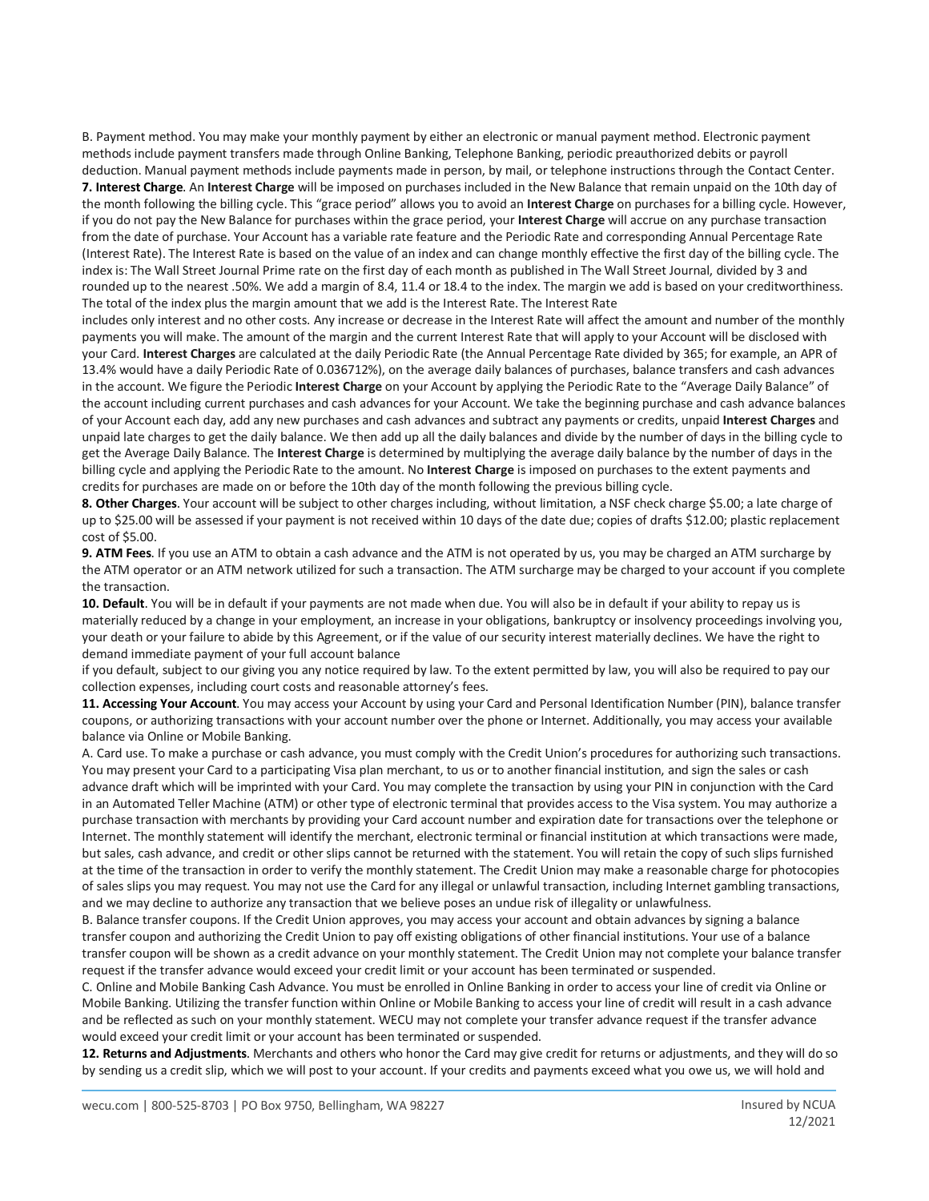B. Payment method. You may make your monthly payment by either an electronic or manual payment method. Electronic payment methods include payment transfers made through Online Banking, Telephone Banking, periodic preauthorized debits or payroll deduction. Manual payment methods include payments made in person, by mail, or telephone instructions through the Contact Center.

**7. Interest Charge**. An **Interest Charge** will be imposed on purchases included in the New Balance that remain unpaid on the 10th day of the month following the billing cycle. This "grace period" allows you to avoid an **Interest Charge** on purchases for a billing cycle. However, if you do not pay the New Balance for purchases within the grace period, your **Interest Charge** will accrue on any purchase transaction from the date of purchase. Your Account has a variable rate feature and the Periodic Rate and corresponding Annual Percentage Rate (Interest Rate). The Interest Rate is based on the value of an index and can change monthly effective the first day of the billing cycle. The index is: The Wall Street Journal Prime rate on the first day of each month as published in The Wall Street Journal, divided by 3 and rounded up to the nearest .50%. We add a margin of 8.4, 11.4 or 18.4 to the index. The margin we add is based on your creditworthiness. The total of the index plus the margin amount that we add is the Interest Rate. The Interest Rate includes only interest and no other costs. Any increase or decrease in the Interest Rate will affect the amount and number of the monthly payments you will make. The amount of the margin and the current Interest Rate that will apply to your Account will be disclosed with your Card. **Interest Charges** are calculated at the daily Periodic Rate (the Annual Percentage Rate divided by 365; for example, an APR of 13.4% would have a daily Periodic Rate of 0.036712%), on the average daily balances of purchases, balance transfers and cash advances in the account. We figure the Periodic **Interest Charge** on your Account by applying the Periodic Rate to the "Average Daily Balance" of the account including current purchases and cash advances for your Account. We take the beginning purchase and cash advance balances of your Account each day, add any new purchases and cash advances and subtract any payments or credits, unpaid **Interest Charges** and unpaid late charges to get the daily balance. We then add up all the daily balances and divide by the number of days in the billing cycle to get the Average Daily Balance. The **Interest Charge** is determined by multiplying the average daily balance by the number of days in the billing cycle and applying the Periodic Rate to the amount. No **Interest Charge** is imposed on purchases to the extent payments and credits for purchases are made on or before the 10th day of the month following the previous billing cycle.

**8. Other Charges**. Your account will be subject to other charges including, without limitation, a NSF check charge $5.00; a late charge of up to $25.00 will be assessed if your payment is not received within 10 days of the date due; copies of drafts $12.00; plastic replacement cost of $5.00.

**9. ATM Fees**. If you use an ATM to obtain a cash advance and the ATM is not operated by us, you may be charged an ATM surcharge by the ATM operator or an ATM network utilized for such a transaction. The ATM surcharge may be charged to your account if you complete the transaction.

**10. Default**. You will be in default if your payments are not made when due. You will also be in default if your ability to repay us is materially reduced by a change in your employment, an increase in your obligations, bankruptcy or insolvency proceedings involving you, your death or your failure to abide by this Agreement, or if the value of our security interest materially declines. We have the right to demand immediate payment of your full account balance if you default, subject to our giving you any notice required by law. To the extent permitted by law, you will also be required to pay our collection expenses, including court costs and reasonable attorney's fees.

**11. Accessing Your Account**. You may access your Account by using your Card and Personal Identification Number (PIN), balance transfer coupons, or authorizing transactions with your account number over the phone or Internet. Additionally, you may access your available balance via Online or Mobile Banking.

A. Card use. To make a purchase or cash advance, you must comply with the Credit Union's procedures for authorizing such transactions. You may present your Card to a participating Visa plan merchant, to us or to another financial institution, and sign the sales or cash advance draft which will be imprinted with your Card. You may complete the transaction by using your PIN in conjunction with the Card in an Automated Teller Machine (ATM) or other type of electronic terminal that provides access to the Visa system. You may authorize a purchase transaction with merchants by providing your Card account number and expiration date for transactions over the telephone or Internet. The monthly statement will identify the merchant, electronic terminal or financial institution at which transactions were made, but sales, cash advance, and credit or other slips cannot be returned with the statement. You will retain the copy of such slips furnished at the time of the transaction in order to verify the monthly statement. The Credit Union may make a reasonable charge for photocopies of sales slips you may request. You may not use the Card for any illegal or unlawful transaction, including Internet gambling transactions, and we may decline to authorize any transaction that we believe poses an undue risk of illegality or unlawfulness.

B. Balance transfer coupons. If the Credit Union approves, you may access your account and obtain advances by signing a balance transfer coupon and authorizing the Credit Union to pay off existing obligations of other financial institutions. Your use of a balance transfer coupon will be shown as a credit advance on your monthly statement. The Credit Union may not complete your balance transfer request if the transfer advance would exceed your credit limit or your account has been terminated or suspended.

C. Online and Mobile Banking Cash Advance. You must be enrolled in Online Banking in order to access your line of credit via Online or Mobile Banking. Utilizing the transfer function within Online or Mobile Banking to access your line of credit will result in a cash advance and be reflected as such on your monthly statement. WECU may not complete your transfer advance request if the transfer advance would exceed your credit limit or your account has been terminated or suspended.

**12. Returns and Adjustments**. Merchants and others who honor the Card may give credit for returns or adjustments, and they will do so by sending us a credit slip, which we will post to your account. If your credits and payments exceed what you owe us, we will hold and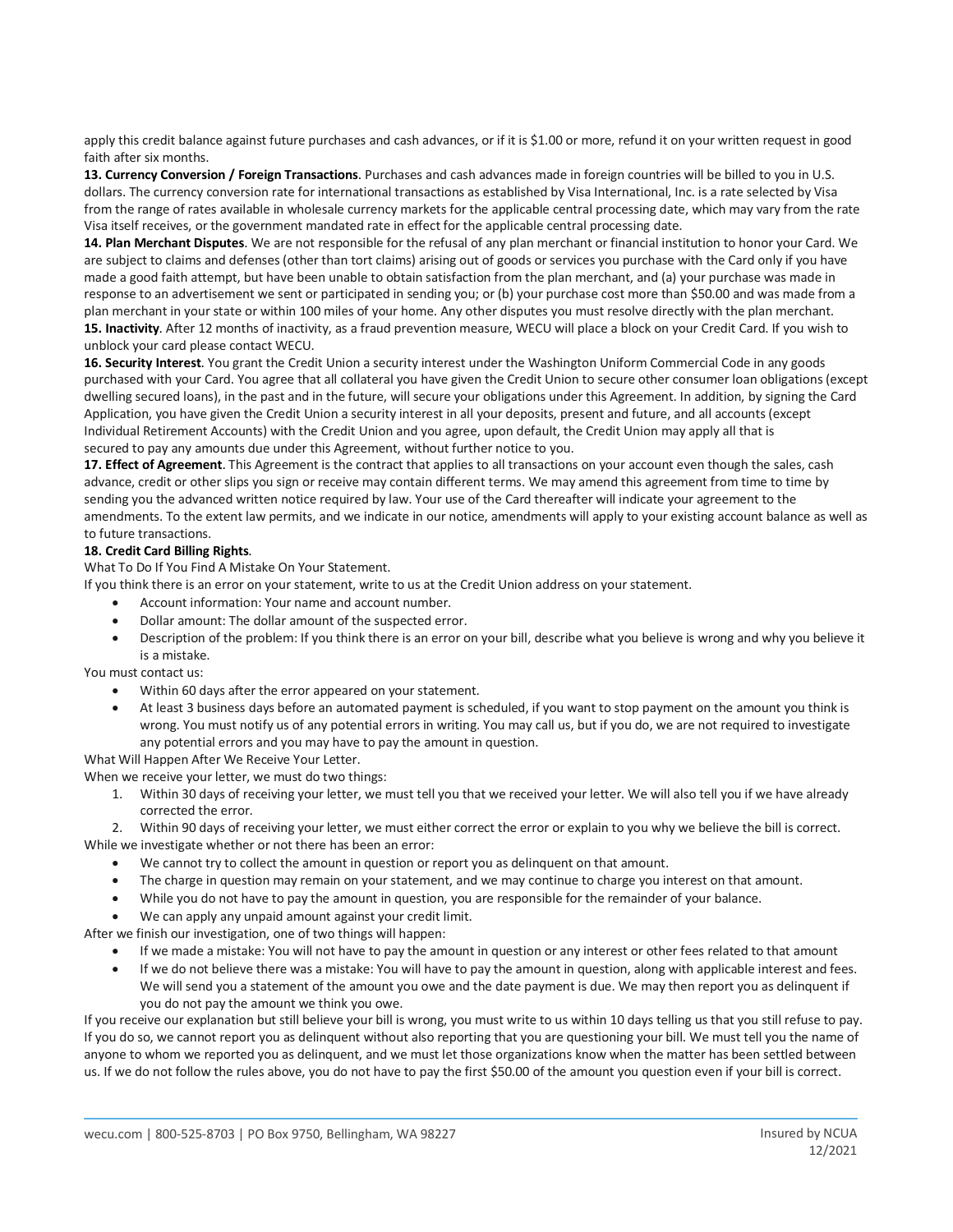apply this credit balance against future purchases and cash advances, or if it is $1.00 or more, refund it on your written request in good faith after six months.

**13. Currency Conversion / Foreign Transactions**. Purchases and cash advances made in foreign countries will be billed to you in U.S. dollars. The currency conversion rate for international transactions as established by Visa International, Inc. is a rate selected by Visa from the range of rates available in wholesale currency markets for the applicable central processing date, which may vary from the rate Visa itself receives, or the government mandated rate in effect for the applicable central processing date.

**14. Plan Merchant Disputes**. We are not responsible for the refusal of any plan merchant or financial institution to honor your Card. We are subject to claims and defenses (other than tort claims) arising out of goods or services you purchase with the Card only if you have made a good faith attempt, but have been unable to obtain satisfaction from the plan merchant, and (a) your purchase was made in response to an advertisement we sent or participated in sending you; or (b) your purchase cost more than $50.00 and was made from a plan merchant in your state or within 100 miles of your home. Any other disputes you must resolve directly with the plan merchant.

**15. Inactivity**. After 12 months of inactivity, as a fraud prevention measure, WECU will place a block on your Credit Card. If you wish to unblock your card please contact WECU.

**16. Security Interest**. You grant the Credit Union a security interest under the Washington Uniform Commercial Code in any goods purchased with your Card. You agree that all collateral you have given the Credit Union to secure other consumer loan obligations (except dwelling secured loans), in the past and in the future, will secure your obligations under this Agreement. In addition, by signing the Card Application, you have given the Credit Union a security interest in all your deposits, present and future, and all accounts (except Individual Retirement Accounts) with the Credit Union and you agree, upon default, the Credit Union may apply all that is secured to pay any amounts due under this Agreement, without further notice to you.

**17. Effect of Agreement**. This Agreement is the contract that applies to all transactions on your account even though the sales, cash advance, credit or other slips you sign or receive may contain different terms. We may amend this agreement from time to time by sending you the advanced written notice required by law. Your use of the Card thereafter will indicate your agreement to the amendments. To the extent law permits, and we indicate in our notice, amendments will apply to your existing account balance as well as to future transactions.

**18. Credit Card Billing Rights**.

What To Do If You Find A Mistake On Your Statement.

If you think there is an error on your statement, write to us at the Credit Union address on your statement.

- Account information: Your name and account number.
- Dollar amount: The dollar amount of the suspected error.
- Description of the problem: If you think there is an error on your bill, describe what you believe is wrong and why you believe it is a mistake.

You must contact us:

- Within 60 days after the error appeared on your statement.
- At least 3 business days before an automated payment is scheduled, if you want to stop payment on the amount you think is wrong. You must notify us of any potential errors in writing. You may call us, but if you do, we are not required to investigate any potential errors and you may have to pay the amount in question.

What Will Happen After We Receive Your Letter.

When we receive your letter, we must do two things:

1. Within 30 days of receiving your letter, we must tell you that we received your letter. We will also tell you if we have already corrected the error.
2. Within 90 days of receiving your letter, we must either correct the error or explain to you why we believe the bill is correct.

While we investigate whether or not there has been an error:

- We cannot try to collect the amount in question or report you as delinquent on that amount.
- The charge in question may remain on your statement, and we may continue to charge you interest on that amount.
- While you do not have to pay the amount in question, you are responsible for the remainder of your balance.
- We can apply any unpaid amount against your credit limit.

After we finish our investigation, one of two things will happen:

- If we made a mistake: You will not have to pay the amount in question or any interest or other fees related to that amount
- If we do not believe there was a mistake: You will have to pay the amount in question, along with applicable interest and fees. We will send you a statement of the amount you owe and the date payment is due. We may then report you as delinquent if you do not pay the amount we think you owe.

If you receive our explanation but still believe your bill is wrong, you must write to us within 10 days telling us that you still refuse to pay. If you do so, we cannot report you as delinquent without also reporting that you are questioning your bill. We must tell you the name of anyone to whom we reported you as delinquent, and we must let those organizations know when the matter has been settled between us. If we do not follow the rules above, you do not have to pay the first $50.00 of the amount you question even if your bill is correct.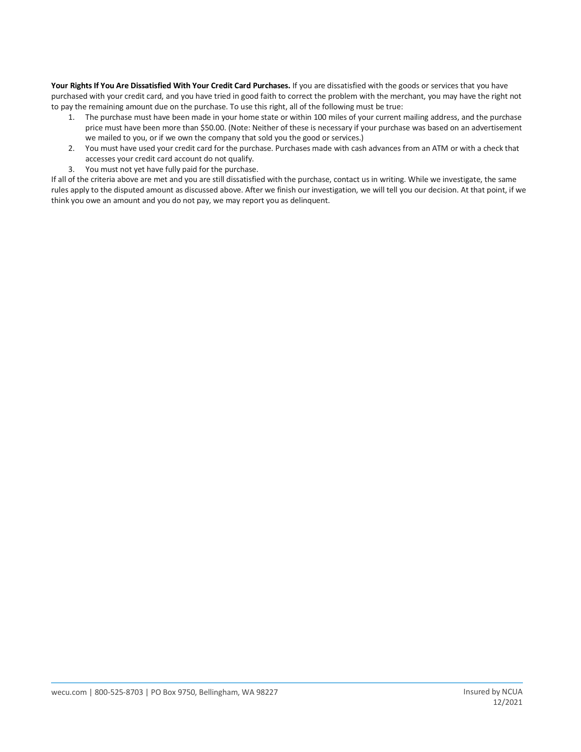**Your Rights If You Are Dissatisfied With Your Credit Card Purchases.** If you are dissatisfied with the goods or services that you have purchased with your credit card, and you have tried in good faith to correct the problem with the merchant, you may have the right not to pay the remaining amount due on the purchase. To use this right, all of the following must be true:

1. The purchase must have been made in your home state or within 100 miles of your current mailing address, and the purchase price must have been more than $50.00. (Note: Neither of these is necessary if your purchase was based on an advertisement we mailed to you, or if we own the company that sold you the good or services.)
2. You must have used your credit card for the purchase. Purchases made with cash advances from an ATM or with a check that accesses your credit card account do not qualify.
3. You must not yet have fully paid for the purchase.

If all of the criteria above are met and you are still dissatisfied with the purchase, contact us in writing. While we investigate, the same rules apply to the disputed amount as discussed above. After we finish our investigation, we will tell you our decision. At that point, if we think you owe an amount and you do not pay, we may report you as delinquent.

wecu.com | 800-525-8703 | PO Box 9750, Bellingham, WA 98227

Insured by NCUA
12/2021